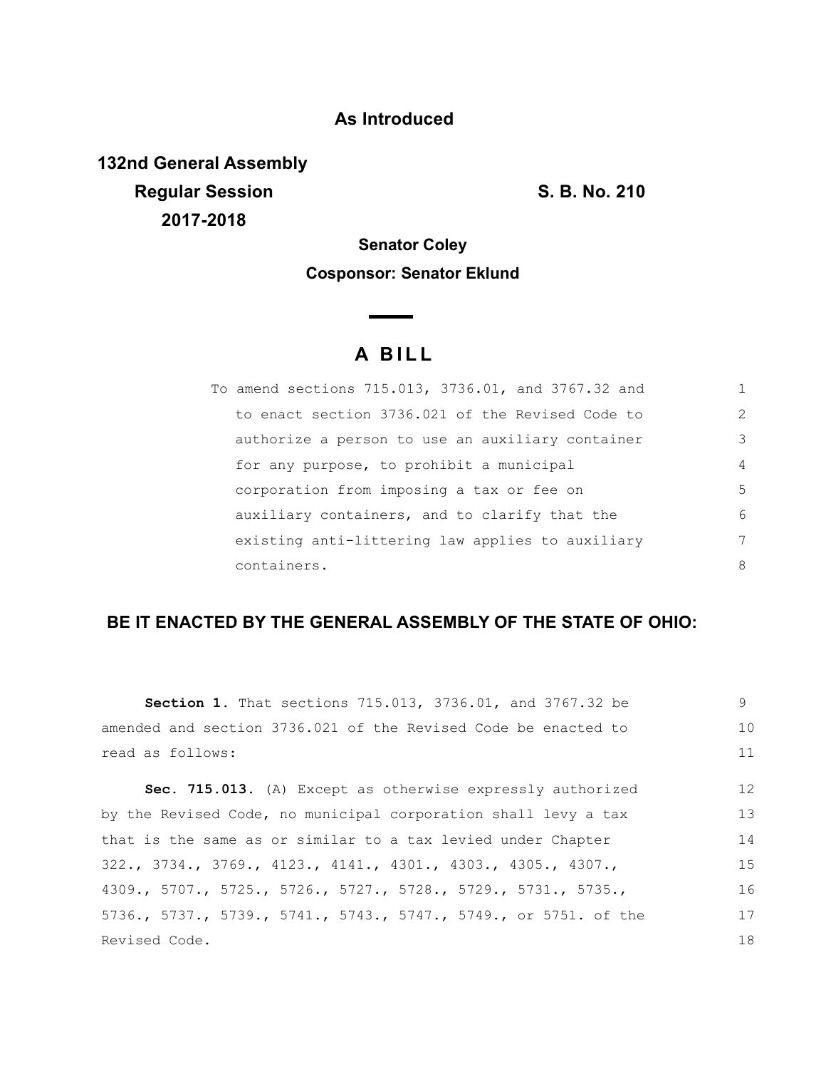**As Introduced**

**132nd General Assembly**
**Regular Session**
**2017-2018**

**S. B. No. 210**

**Senator Coley**

**Cosponsor: Senator Eklund**

# A BILL

To amend sections 715.013, 3736.01, and 3767.32 and to enact section 3736.021 of the Revised Code to authorize a person to use an auxiliary container for any purpose, to prohibit a municipal corporation from imposing a tax or fee on auxiliary containers, and to clarify that the existing anti-littering law applies to auxiliary containers.

**BE IT ENACTED BY THE GENERAL ASSEMBLY OF THE STATE OF OHIO:**

**Section 1.** That sections 715.013, 3736.01, and 3767.32 be amended and section 3736.021 of the Revised Code be enacted to read as follows:

**Sec. 715.013.** (A) Except as otherwise expressly authorized by the Revised Code, no municipal corporation shall levy a tax that is the same as or similar to a tax levied under Chapter 322., 3734., 3769., 4123., 4141., 4301., 4303., 4305., 4307., 4309., 5707., 5725., 5726., 5727., 5728., 5729., 5731., 5735., 5736., 5737., 5739., 5741., 5743., 5747., 5749., or 5751. of the Revised Code.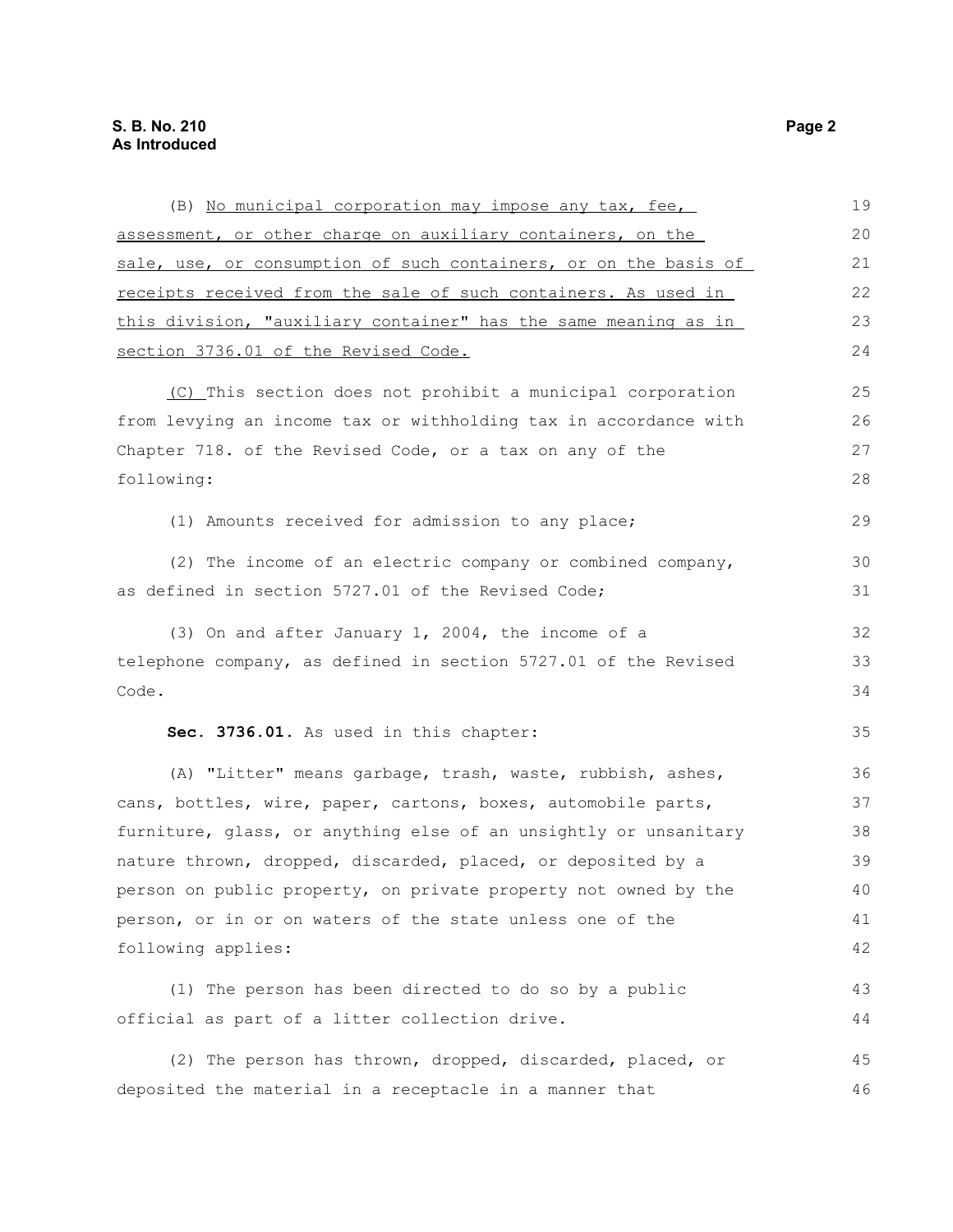(B) No municipal corporation may impose any tax, fee, assessment, or other charge on auxiliary containers, on the sale, use, or consumption of such containers, or on the basis of receipts received from the sale of such containers. As used in this division, "auxiliary container" has the same meaning as in section 3736.01 of the Revised Code.

(C) This section does not prohibit a municipal corporation from levying an income tax or withholding tax in accordance with Chapter 718. of the Revised Code, or a tax on any of the following:

(1) Amounts received for admission to any place;

(2) The income of an electric company or combined company, as defined in section 5727.01 of the Revised Code;

(3) On and after January 1, 2004, the income of a telephone company, as defined in section 5727.01 of the Revised Code.

**Sec. 3736.01.** As used in this chapter:

(A) "Litter" means garbage, trash, waste, rubbish, ashes, cans, bottles, wire, paper, cartons, boxes, automobile parts, furniture, glass, or anything else of an unsightly or unsanitary nature thrown, dropped, discarded, placed, or deposited by a person on public property, on private property not owned by the person, or in or on waters of the state unless one of the following applies:

(1) The person has been directed to do so by a public official as part of a litter collection drive.

(2) The person has thrown, dropped, discarded, placed, or deposited the material in a receptacle in a manner that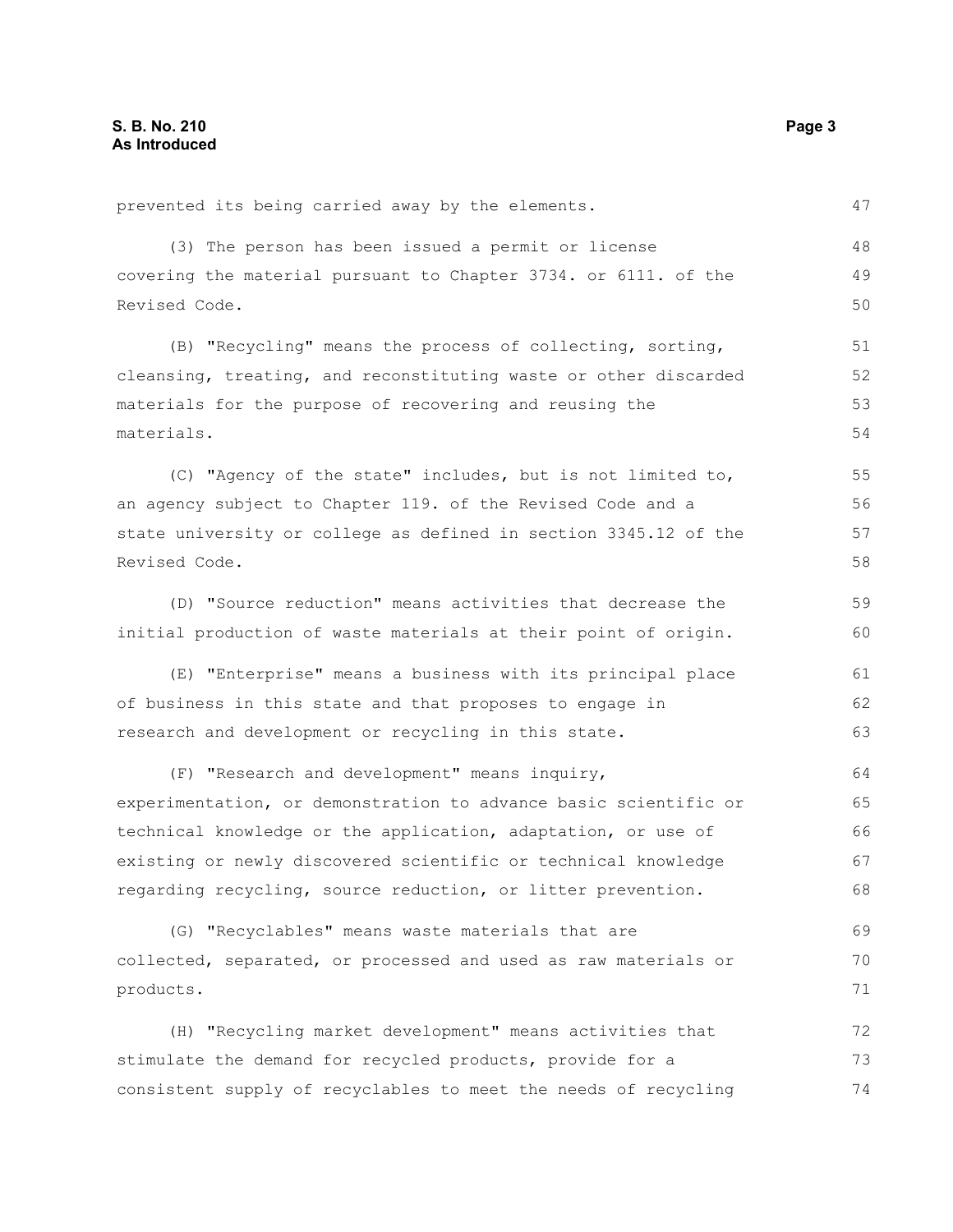prevented its being carried away by the elements.

(3) The person has been issued a permit or license covering the material pursuant to Chapter 3734. or 6111. of the Revised Code.

(B) "Recycling" means the process of collecting, sorting, cleansing, treating, and reconstituting waste or other discarded materials for the purpose of recovering and reusing the materials.

(C) "Agency of the state" includes, but is not limited to, an agency subject to Chapter 119. of the Revised Code and a state university or college as defined in section 3345.12 of the Revised Code.

(D) "Source reduction" means activities that decrease the initial production of waste materials at their point of origin.

(E) "Enterprise" means a business with its principal place of business in this state and that proposes to engage in research and development or recycling in this state.

(F) "Research and development" means inquiry, experimentation, or demonstration to advance basic scientific or technical knowledge or the application, adaptation, or use of existing or newly discovered scientific or technical knowledge regarding recycling, source reduction, or litter prevention.

(G) "Recyclables" means waste materials that are collected, separated, or processed and used as raw materials or products.

(H) "Recycling market development" means activities that stimulate the demand for recycled products, provide for a consistent supply of recyclables to meet the needs of recycling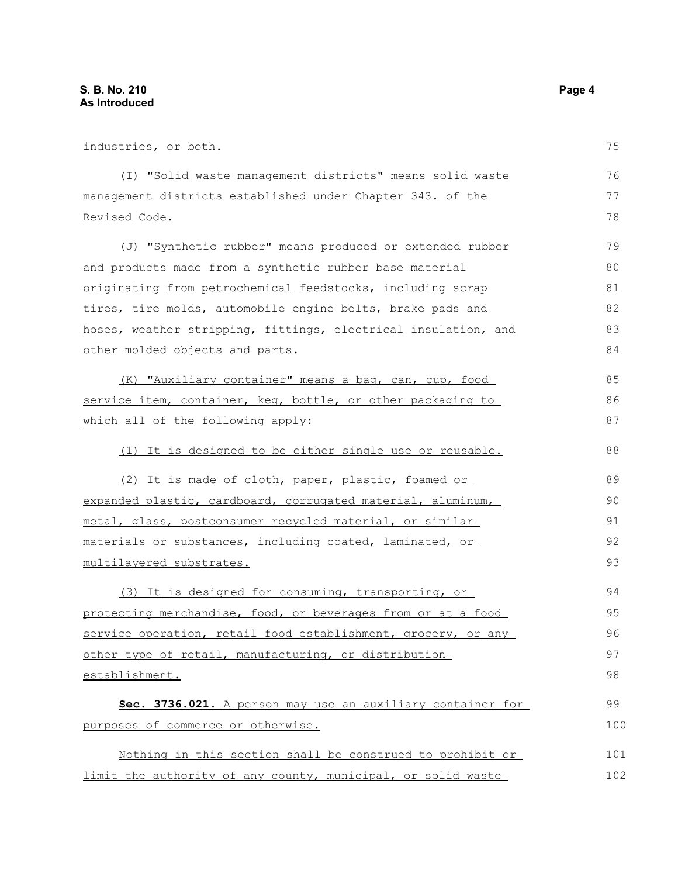industries, or both.

(I) "Solid waste management districts" means solid waste management districts established under Chapter 343. of the Revised Code.

(J) "Synthetic rubber" means produced or extended rubber and products made from a synthetic rubber base material originating from petrochemical feedstocks, including scrap tires, tire molds, automobile engine belts, brake pads and hoses, weather stripping, fittings, electrical insulation, and other molded objects and parts.

<u>(K) "Auxiliary container" means a bag, can, cup, food service item, container, keg, bottle, or other packaging to which all of the following apply:</u>

<u>(1) It is designed to be either single use or reusable.</u>

<u>(2) It is made of cloth, paper, plastic, foamed or expanded plastic, cardboard, corrugated material, aluminum, metal, glass, postconsumer recycled material, or similar materials or substances, including coated, laminated, or multilayered substrates.</u>

<u>(3) It is designed for consuming, transporting, or protecting merchandise, food, or beverages from or at a food service operation, retail food establishment, grocery, or any other type of retail, manufacturing, or distribution establishment.</u>

**<u>Sec. 3736.021.</u>** <u>A person may use an auxiliary container for purposes of commerce or otherwise.</u>

<u>Nothing in this section shall be construed to prohibit or limit the authority of any county, municipal, or solid waste</u>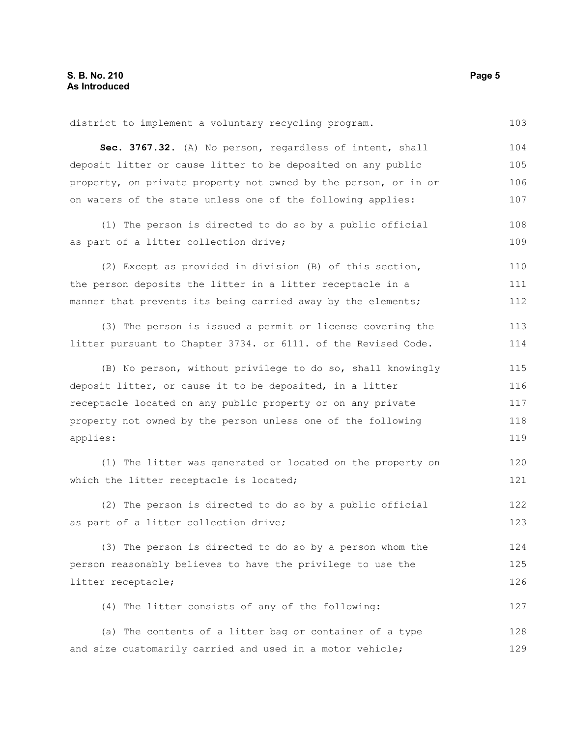district to implement a voluntary recycling program.

**Sec. 3767.32.** (A) No person, regardless of intent, shall deposit litter or cause litter to be deposited on any public property, on private property not owned by the person, or in or on waters of the state unless one of the following applies:

(1) The person is directed to do so by a public official as part of a litter collection drive;

(2) Except as provided in division (B) of this section, the person deposits the litter in a litter receptacle in a manner that prevents its being carried away by the elements;

(3) The person is issued a permit or license covering the litter pursuant to Chapter 3734. or 6111. of the Revised Code.

(B) No person, without privilege to do so, shall knowingly deposit litter, or cause it to be deposited, in a litter receptacle located on any public property or on any private property not owned by the person unless one of the following applies:

(1) The litter was generated or located on the property on which the litter receptacle is located;

(2) The person is directed to do so by a public official as part of a litter collection drive;

(3) The person is directed to do so by a person whom the person reasonably believes to have the privilege to use the litter receptacle;

(4) The litter consists of any of the following:

(a) The contents of a litter bag or container of a type and size customarily carried and used in a motor vehicle;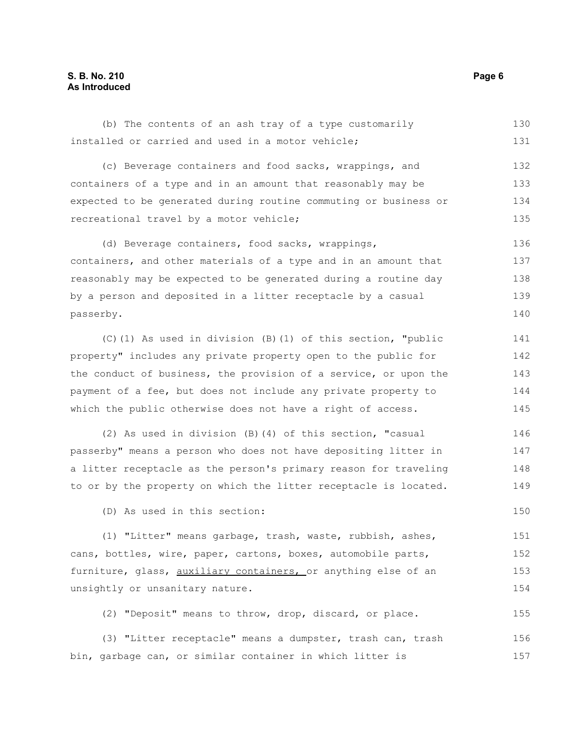(b) The contents of an ash tray of a type customarily installed or carried and used in a motor vehicle;

(c) Beverage containers and food sacks, wrappings, and containers of a type and in an amount that reasonably may be expected to be generated during routine commuting or business or recreational travel by a motor vehicle;

(d) Beverage containers, food sacks, wrappings, containers, and other materials of a type and in an amount that reasonably may be expected to be generated during a routine day by a person and deposited in a litter receptacle by a casual passerby.

(C)(1) As used in division (B)(1) of this section, "public property" includes any private property open to the public for the conduct of business, the provision of a service, or upon the payment of a fee, but does not include any private property to which the public otherwise does not have a right of access.

(2) As used in division (B)(4) of this section, "casual passerby" means a person who does not have depositing litter in a litter receptacle as the person's primary reason for traveling to or by the property on which the litter receptacle is located.

(D) As used in this section:

(1) "Litter" means garbage, trash, waste, rubbish, ashes, cans, bottles, wire, paper, cartons, boxes, automobile parts, furniture, glass, <u>auxiliary containers,</u> or anything else of an unsightly or unsanitary nature.

(2) "Deposit" means to throw, drop, discard, or place.

(3) "Litter receptacle" means a dumpster, trash can, trash bin, garbage can, or similar container in which litter is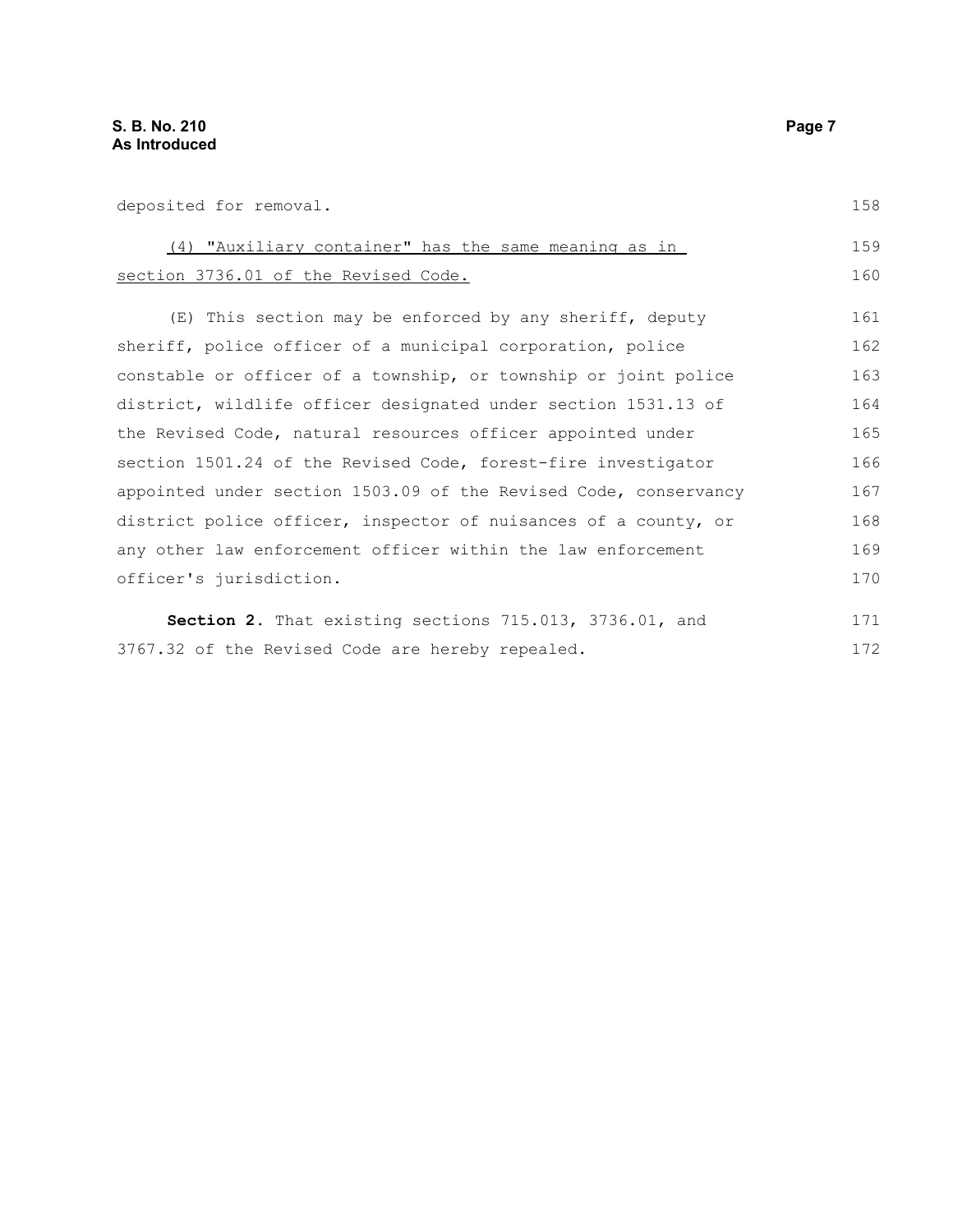deposited for removal.

<u>(4) "Auxiliary container" has the same meaning as in section 3736.01 of the Revised Code.</u>

(E) This section may be enforced by any sheriff, deputy sheriff, police officer of a municipal corporation, police constable or officer of a township, or township or joint police district, wildlife officer designated under section 1531.13 of the Revised Code, natural resources officer appointed under section 1501.24 of the Revised Code, forest-fire investigator appointed under section 1503.09 of the Revised Code, conservancy district police officer, inspector of nuisances of a county, or any other law enforcement officer within the law enforcement officer's jurisdiction.

**Section 2.** That existing sections 715.013, 3736.01, and 3767.32 of the Revised Code are hereby repealed.